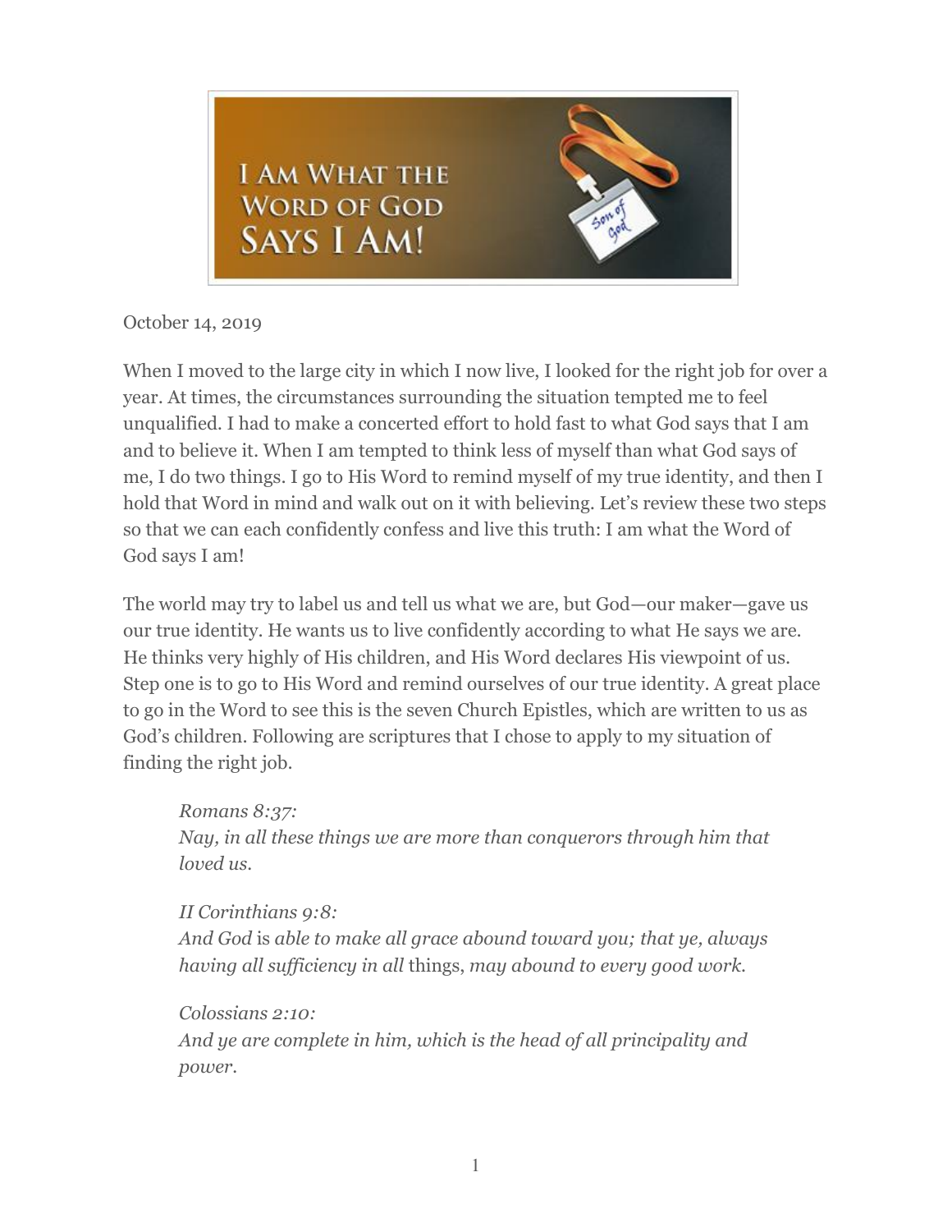# I Am What the Word of God Says I Am!

October 14, 2019

When I moved to the large city in which I now live, I looked for the right job for over a year. At times, the circumstances surrounding the situation tempted me to feel unqualified. I had to make a concerted effort to hold fast to what God says that I am and to believe it. When I am tempted to think less of myself than what God says of me, I do two things. I go to His Word to remind myself of my true identity, and then I hold that Word in mind and walk out on it with believing. Let's review these two steps so that we can each confidently confess and live this truth: I am what the Word of God says I am!

The world may try to label us and tell us what we are, but God—our maker—gave us our true identity. He wants us to live confidently according to what He says we are. He thinks very highly of His children, and His Word declares His viewpoint of us. Step one is to go to His Word and remind ourselves of our true identity. A great place to go in the Word to see this is the seven Church Epistles, which are written to us as God's children. Following are scriptures that I chose to apply to my situation of finding the right job.

> *Romans 8:37:*
> *Nay, in all these things we are more than conquerors through him that loved us.*
>
> *II Corinthians 9:8:*
> *And God* is *able to make all grace abound toward you; that ye, always having all sufficiency in all* things, *may abound to every good work.*
>
> *Colossians 2:10:*
> *And ye are complete in him, which is the head of all principality and power.*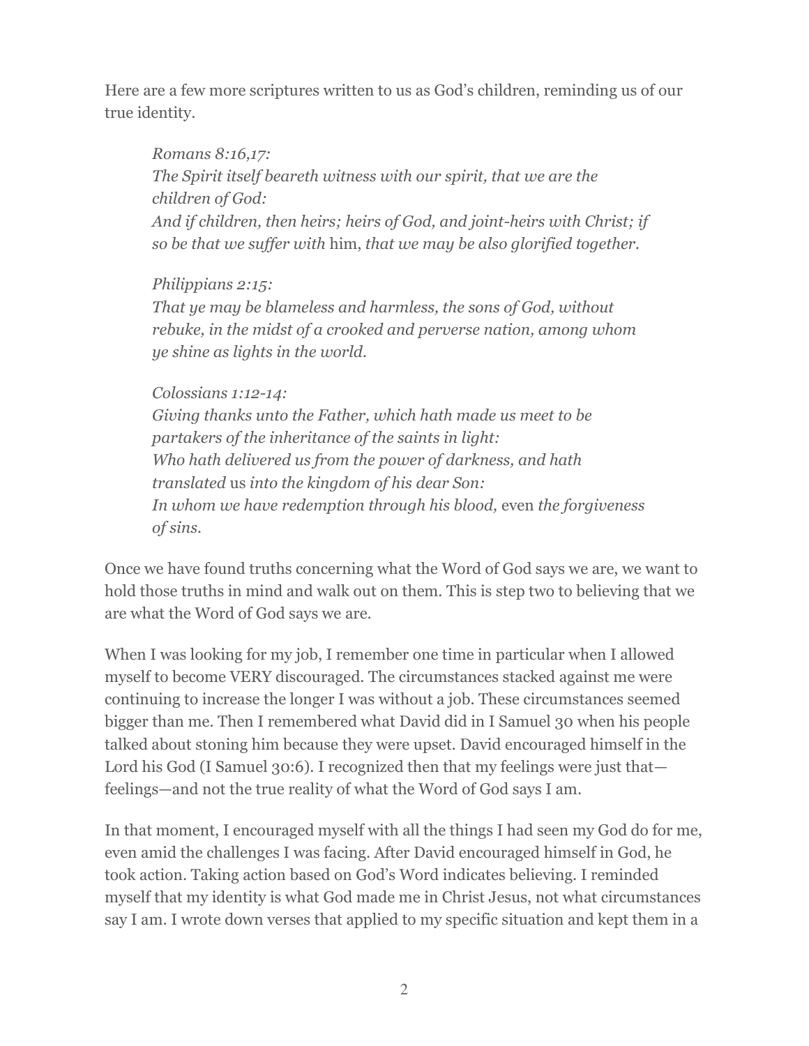Here are a few more scriptures written to us as God's children, reminding us of our true identity.

> *Romans 8:16,17:*
> *The Spirit itself beareth witness with our spirit, that we are the children of God:*
> *And if children, then heirs; heirs of God, and joint-heirs with Christ; if so be that we suffer with* him, *that we may be also glorified together.*
>
> *Philippians 2:15:*
> *That ye may be blameless and harmless, the sons of God, without rebuke, in the midst of a crooked and perverse nation, among whom ye shine as lights in the world.*
>
> *Colossians 1:12-14:*
> *Giving thanks unto the Father, which hath made us meet to be partakers of the inheritance of the saints in light:*
> *Who hath delivered us from the power of darkness, and hath translated* us *into the kingdom of his dear Son:*
> *In whom we have redemption through his blood,* even *the forgiveness of sins.*

Once we have found truths concerning what the Word of God says we are, we want to hold those truths in mind and walk out on them. This is step two to believing that we are what the Word of God says we are.

When I was looking for my job, I remember one time in particular when I allowed myself to become VERY discouraged. The circumstances stacked against me were continuing to increase the longer I was without a job. These circumstances seemed bigger than me. Then I remembered what David did in I Samuel 30 when his people talked about stoning him because they were upset. David encouraged himself in the Lord his God (I Samuel 30:6). I recognized then that my feelings were just that—feelings—and not the true reality of what the Word of God says I am.

In that moment, I encouraged myself with all the things I had seen my God do for me, even amid the challenges I was facing. After David encouraged himself in God, he took action. Taking action based on God's Word indicates believing. I reminded myself that my identity is what God made me in Christ Jesus, not what circumstances say I am. I wrote down verses that applied to my specific situation and kept them in a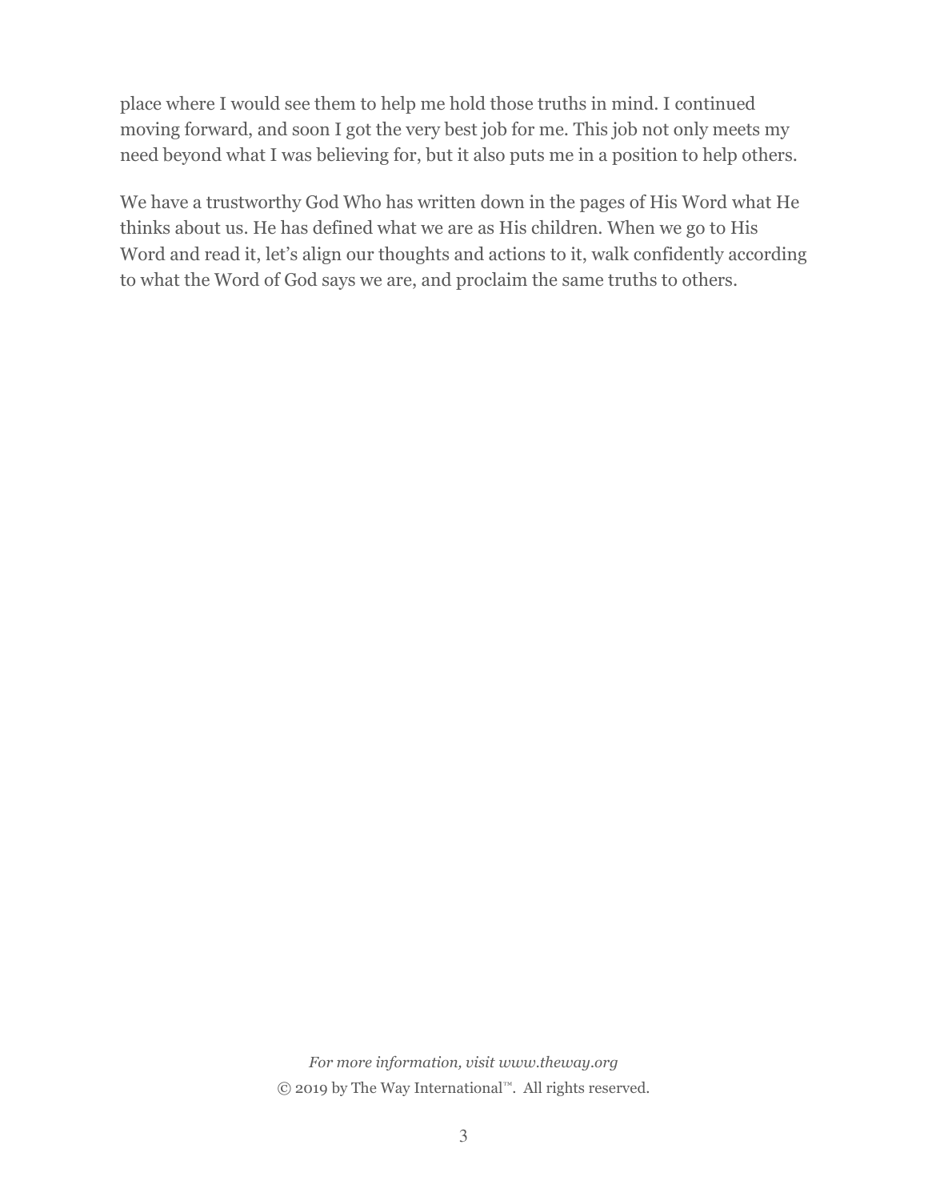place where I would see them to help me hold those truths in mind. I continued moving forward, and soon I got the very best job for me. This job not only meets my need beyond what I was believing for, but it also puts me in a position to help others.

We have a trustworthy God Who has written down in the pages of His Word what He thinks about us. He has defined what we are as His children. When we go to His Word and read it, let's align our thoughts and actions to it, walk confidently according to what the Word of God says we are, and proclaim the same truths to others.

*For more information, visit www.theway.org*

© 2019 by The Way International™. All rights reserved.